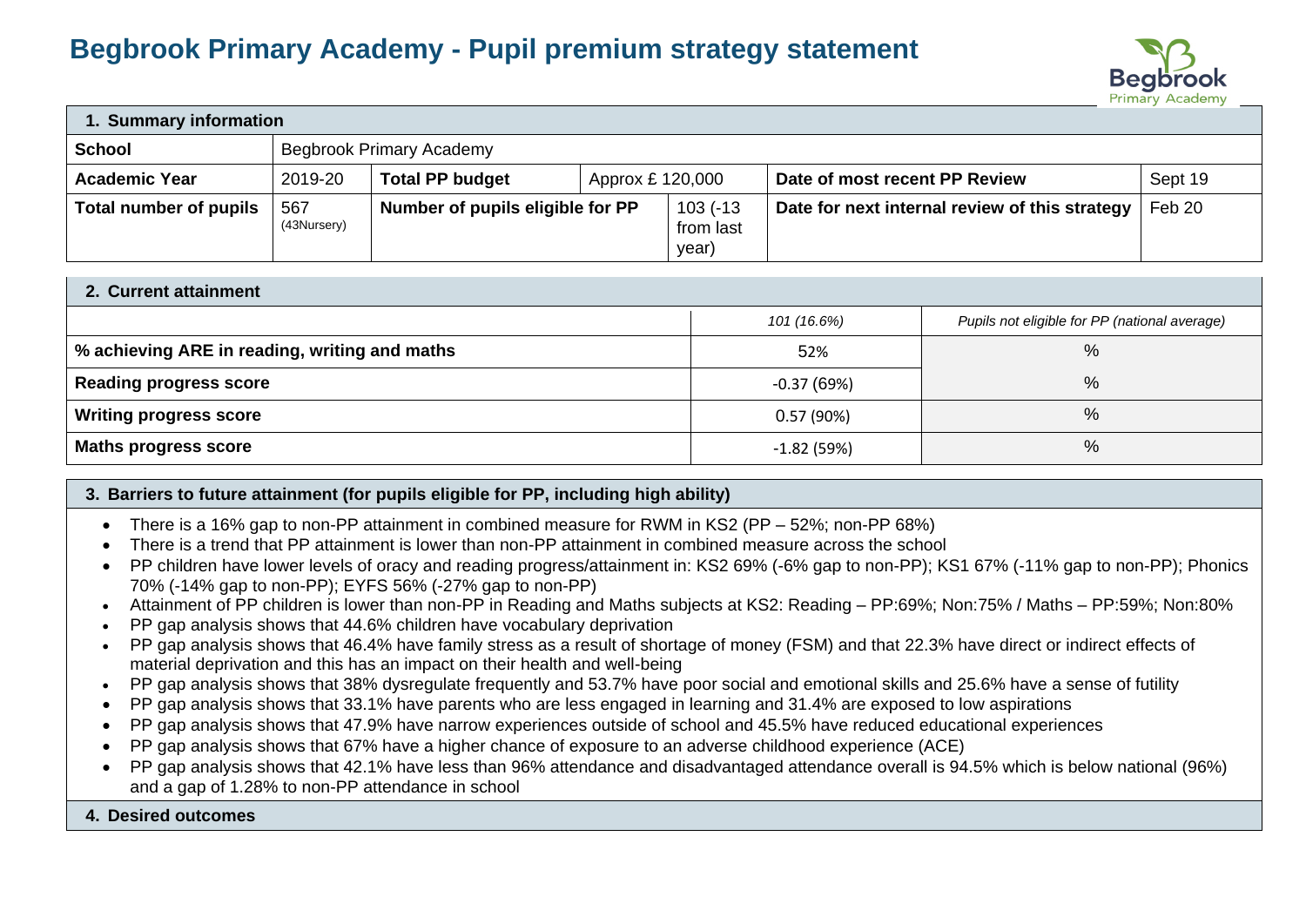# Begbrook Primary Academy - Pupil premium strategy statement

| **1. Summary information** | | | | | | |
|---|---|---|---|---|---|---|
| **School** | Begbrook Primary Academy | | | | | |
| **Academic Year** | 2019-20 | **Total PP budget** | Approx £ 120,000 | | **Date of most recent PP Review** | Sept 19 |
| **Total number of pupils** | 567 (43Nursery) | **Number of pupils eligible for PP** | | 103 (-13 from last year) | **Date for next internal review of this strategy** | Feb 20 |

| **2. Current attainment** | | |
|---|---|---|
| | *101 (16.6%)* | *Pupils not eligible for PP (national average)* |
| **% achieving ARE in reading, writing and maths** | 52% | % |
| **Reading progress score** | -0.37 (69%) | % |
| **Writing progress score** | 0.57 (90%) | % |
| **Maths progress score** | -1.82 (59%) | % |

### 3. Barriers to future attainment (for pupils eligible for PP, including high ability)

- There is a 16% gap to non-PP attainment in combined measure for RWM in KS2 (PP – 52%; non-PP 68%)
- There is a trend that PP attainment is lower than non-PP attainment in combined measure across the school
- PP children have lower levels of oracy and reading progress/attainment in: KS2 69% (-6% gap to non-PP); KS1 67% (-11% gap to non-PP); Phonics 70% (-14% gap to non-PP); EYFS 56% (-27% gap to non-PP)
- Attainment of PP children is lower than non-PP in Reading and Maths subjects at KS2: Reading – PP:69%; Non:75% / Maths – PP:59%; Non:80%
- PP gap analysis shows that 44.6% children have vocabulary deprivation
- PP gap analysis shows that 46.4% have family stress as a result of shortage of money (FSM) and that 22.3% have direct or indirect effects of material deprivation and this has an impact on their health and well-being
- PP gap analysis shows that 38% dysregulate frequently and 53.7% have poor social and emotional skills and 25.6% have a sense of futility
- PP gap analysis shows that 33.1% have parents who are less engaged in learning and 31.4% are exposed to low aspirations
- PP gap analysis shows that 47.9% have narrow experiences outside of school and 45.5% have reduced educational experiences
- PP gap analysis shows that 67% have a higher chance of exposure to an adverse childhood experience (ACE)
- PP gap analysis shows that 42.1% have less than 96% attendance and disadvantaged attendance overall is 94.5% which is below national (96%) and a gap of 1.28% to non-PP attendance in school

### 4. Desired outcomes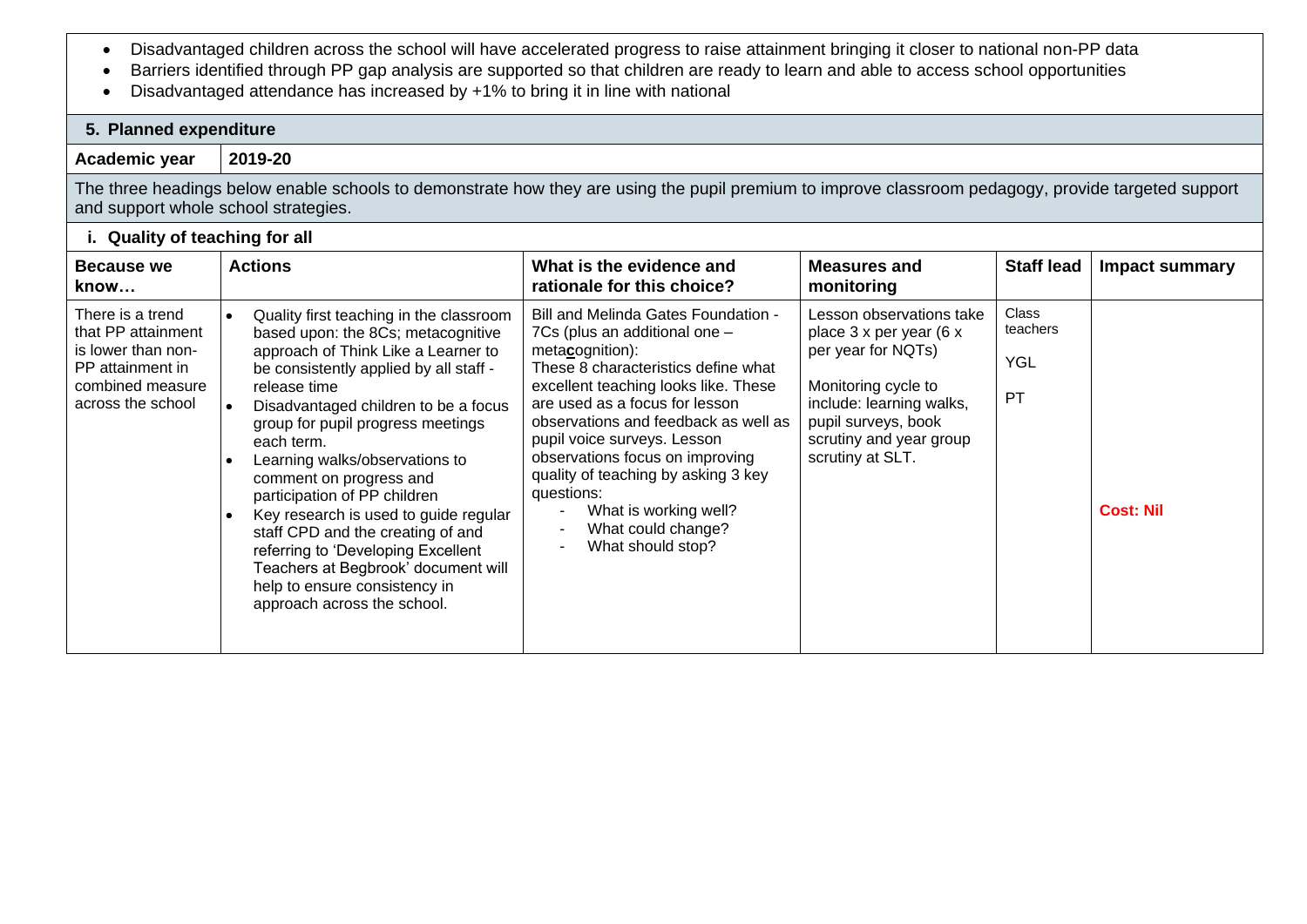- Disadvantaged children across the school will have accelerated progress to raise attainment bringing it closer to national non-PP data
- Barriers identified through PP gap analysis are supported so that children are ready to learn and able to access school opportunities
- Disadvantaged attendance has increased by +1% to bring it in line with national

## 5. Planned expenditure

| | |
|---|---|
| **Academic year** | **2019-20** |

The three headings below enable schools to demonstrate how they are using the pupil premium to improve classroom pedagogy, provide targeted support and support whole school strategies.

### i. Quality of teaching for all

| Because we know… | Actions | What is the evidence and rationale for this choice? | Measures and monitoring | Staff lead | Impact summary |
|---|---|---|---|---|---|
| There is a trend that PP attainment is lower than non-PP attainment in combined measure across the school | • Quality first teaching in the classroom based upon: the 8Cs; metacognitive approach of Think Like a Learner to be consistently applied by all staff - release time<br>• Disadvantaged children to be a focus group for pupil progress meetings each term.<br>• Learning walks/observations to comment on progress and participation of PP children<br>• Key research is used to guide regular staff CPD and the creating of and referring to 'Developing Excellent Teachers at Begbrook' document will help to ensure consistency in approach across the school. | Bill and Melinda Gates Foundation - 7Cs (plus an additional one – meta**c**ognition):<br>These 8 characteristics define what excellent teaching looks like. These are used as a focus for lesson observations and feedback as well as pupil voice surveys. Lesson observations focus on improving quality of teaching by asking 3 key questions:<br>- What is working well?<br>- What could change?<br>- What should stop? | Lesson observations take place 3 x per year (6 x per year for NQTs)<br><br>Monitoring cycle to include: learning walks, pupil surveys, book scrutiny and year group scrutiny at SLT. | Class teachers<br><br>YGL<br><br>PT | **Cost: Nil** |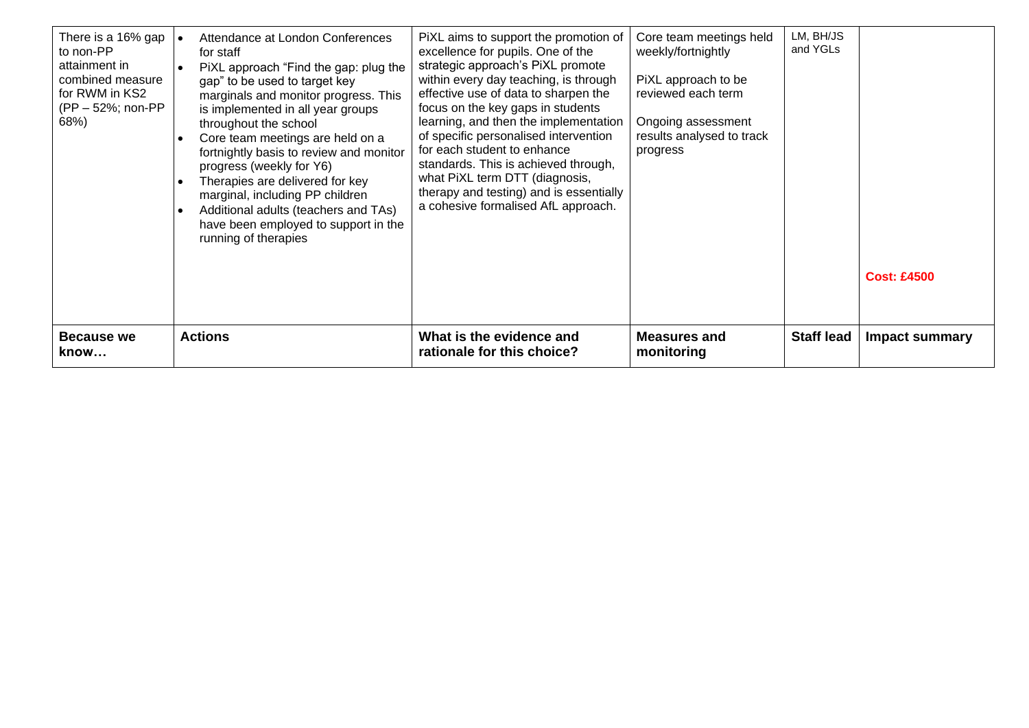| Because we know… | Actions | What is the evidence and rationale for this choice? | Measures and monitoring | Staff lead | Impact summary |
|---|---|---|---|---|---|
| There is a 16% gap to non-PP attainment in combined measure for RWM in KS2 (PP – 52%; non-PP 68%) | • Attendance at London Conferences for staff<br>• PiXL approach "Find the gap: plug the gap" to be used to target key marginals and monitor progress. This is implemented in all year groups throughout the school<br>• Core team meetings are held on a fortnightly basis to review and monitor progress (weekly for Y6)<br>• Therapies are delivered for key marginal, including PP children<br>• Additional adults (teachers and TAs) have been employed to support in the running of therapies | PiXL aims to support the promotion of excellence for pupils. One of the strategic approach's PiXL promote within every day teaching, is through effective use of data to sharpen the focus on the key gaps in students learning, and then the implementation of specific personalised intervention for each student to enhance standards. This is achieved through, what PiXL term DTT (diagnosis, therapy and testing) and is essentially a cohesive formalised AfL approach. | Core team meetings held weekly/fortnightly<br><br>PiXL approach to be reviewed each term<br><br>Ongoing assessment results analysed to track progress | LM, BH/JS and YGLs | **Cost: £4500** |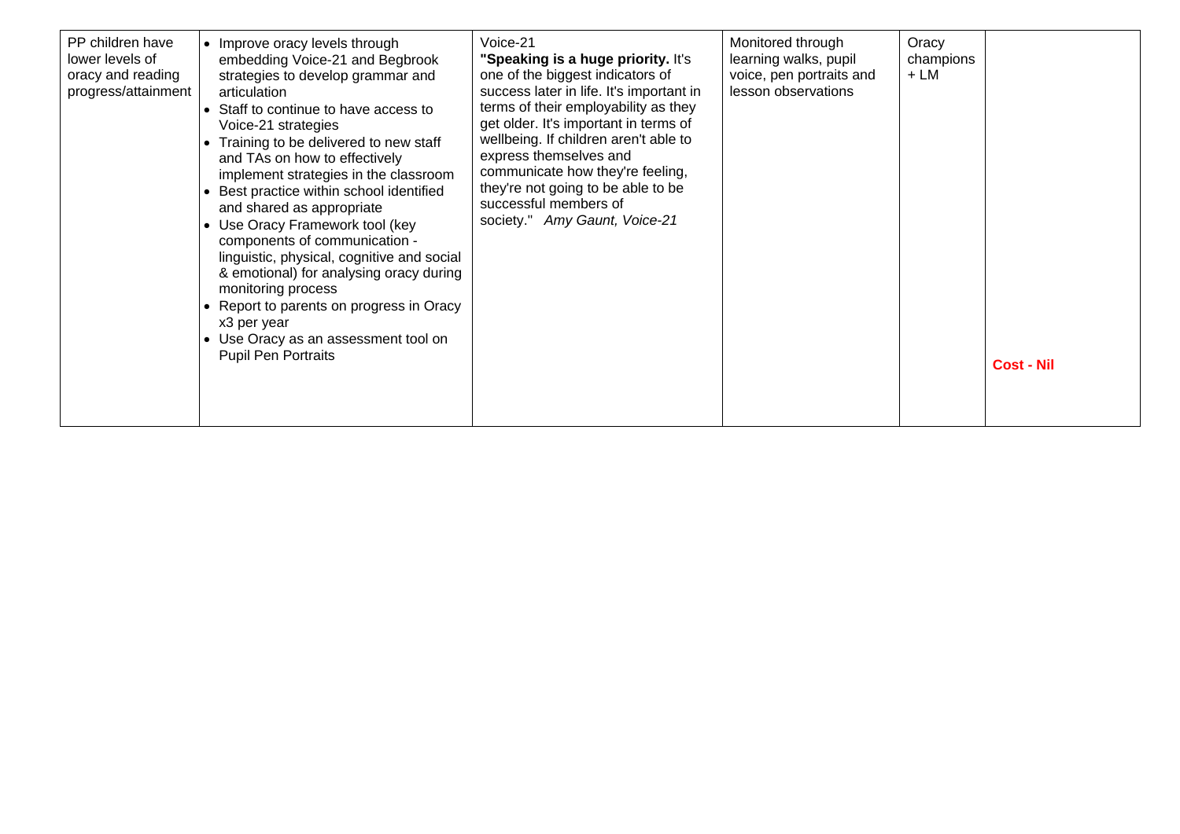| | | | | | |
|---|---|---|---|---|---|
| PP children have lower levels of oracy and reading progress/attainment | • Improve oracy levels through embedding Voice-21 and Begbrook strategies to develop grammar and articulation<br>• Staff to continue to have access to Voice-21 strategies<br>• Training to be delivered to new staff and TAs on how to effectively implement strategies in the classroom<br>• Best practice within school identified and shared as appropriate<br>• Use Oracy Framework tool (key components of communication - linguistic, physical, cognitive and social & emotional) for analysing oracy during monitoring process<br>• Report to parents on progress in Oracy x3 per year<br>• Use Oracy as an assessment tool on Pupil Pen Portraits | Voice-21<br>**"Speaking is a huge priority.** It's one of the biggest indicators of success later in life. It's important in terms of their employability as they get older. It's important in terms of wellbeing. If children aren't able to express themselves and communicate how they're feeling, they're not going to be able to be successful members of society." *Amy Gaunt, Voice-21* | Monitored through learning walks, pupil voice, pen portraits and lesson observations | Oracy champions + LM | **Cost - Nil** |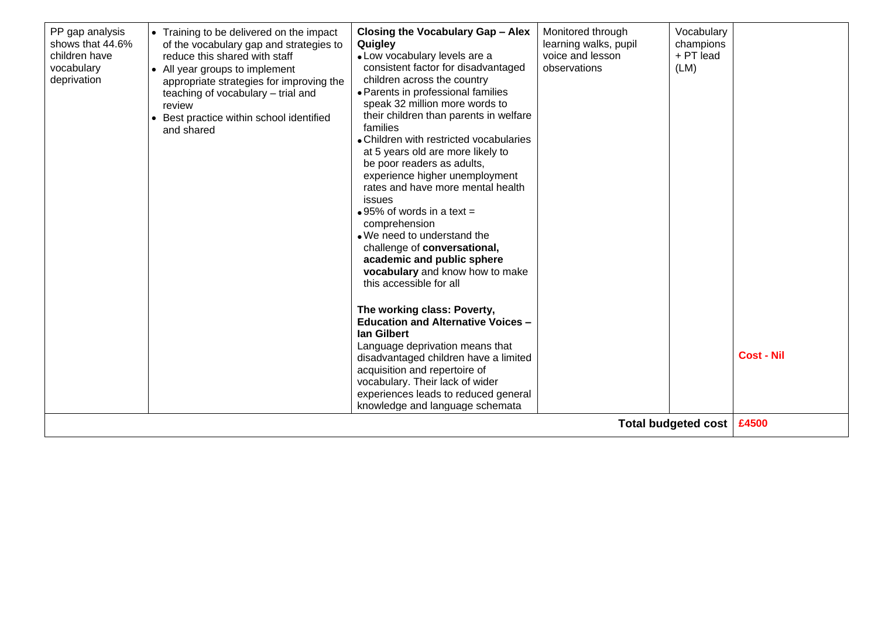| | | | | | |
|---|---|---|---|---|---|
| PP gap analysis shows that 44.6% children have vocabulary deprivation | • Training to be delivered on the impact of the vocabulary gap and strategies to reduce this shared with staff<br>• All year groups to implement appropriate strategies for improving the teaching of vocabulary – trial and review<br>• Best practice within school identified and shared | **Closing the Vocabulary Gap – Alex Quigley**<br>• Low vocabulary levels are a consistent factor for disadvantaged children across the country<br>• Parents in professional families speak 32 million more words to their children than parents in welfare families<br>• Children with restricted vocabularies at 5 years old are more likely to be poor readers as adults, experience higher unemployment rates and have more mental health issues<br>• 95% of words in a text = comprehension<br>• We need to understand the challenge of **conversational, academic and public sphere vocabulary** and know how to make this accessible for all<br><br>**The working class: Poverty, Education and Alternative Voices – Ian Gilbert**<br>Language deprivation means that disadvantaged children have a limited acquisition and repertoire of vocabulary. Their lack of wider experiences leads to reduced general knowledge and language schemata | Monitored through learning walks, pupil voice and lesson observations | Vocabulary champions + PT lead (LM) | **Cost - Nil** |
| | | | | **Total budgeted cost** | **£4500** |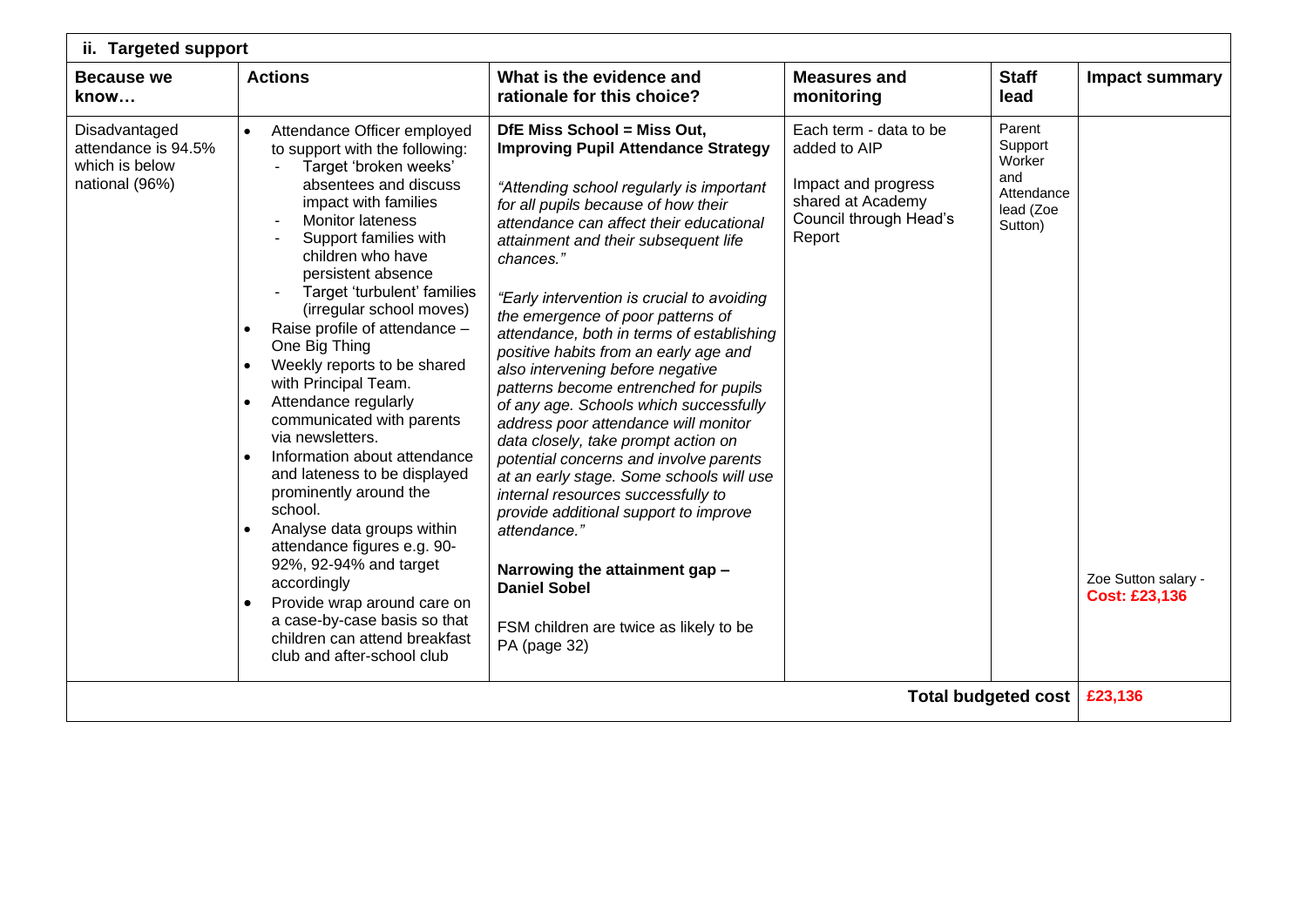## ii. Targeted support

| Because we know… | Actions | What is the evidence and rationale for this choice? | Measures and monitoring | Staff lead | Impact summary |
|---|---|---|---|---|---|
| Disadvantaged attendance is 94.5% which is below national (96%) | • Attendance Officer employed to support with the following:<br>- Target 'broken weeks' absentees and discuss impact with families<br>- Monitor lateness<br>- Support families with children who have persistent absence<br>- Target 'turbulent' families (irregular school moves)<br>• Raise profile of attendance – One Big Thing<br>• Weekly reports to be shared with Principal Team.<br>• Attendance regularly communicated with parents via newsletters.<br>• Information about attendance and lateness to be displayed prominently around the school.<br>• Analyse data groups within attendance figures e.g. 90-92%, 92-94% and target accordingly<br>• Provide wrap around care on a case-by-case basis so that children can attend breakfast club and after-school club | **DfE Miss School = Miss Out, Improving Pupil Attendance Strategy**<br><br>*"Attending school regularly is important for all pupils because of how their attendance can affect their educational attainment and their subsequent life chances."*<br><br>*"Early intervention is crucial to avoiding the emergence of poor patterns of attendance, both in terms of establishing positive habits from an early age and also intervening before negative patterns become entrenched for pupils of any age. Schools which successfully address poor attendance will monitor data closely, take prompt action on potential concerns and involve parents at an early stage. Some schools will use internal resources successfully to provide additional support to improve attendance."*<br><br>**Narrowing the attainment gap – Daniel Sobel**<br><br>FSM children are twice as likely to be PA (page 32) | Each term - data to be added to AIP<br><br>Impact and progress shared at Academy Council through Head's Report | Parent Support Worker and Attendance lead (Zoe Sutton) | Zoe Sutton salary - **Cost: £23,136** |
| | | | | **Total budgeted cost** | **£23,136** |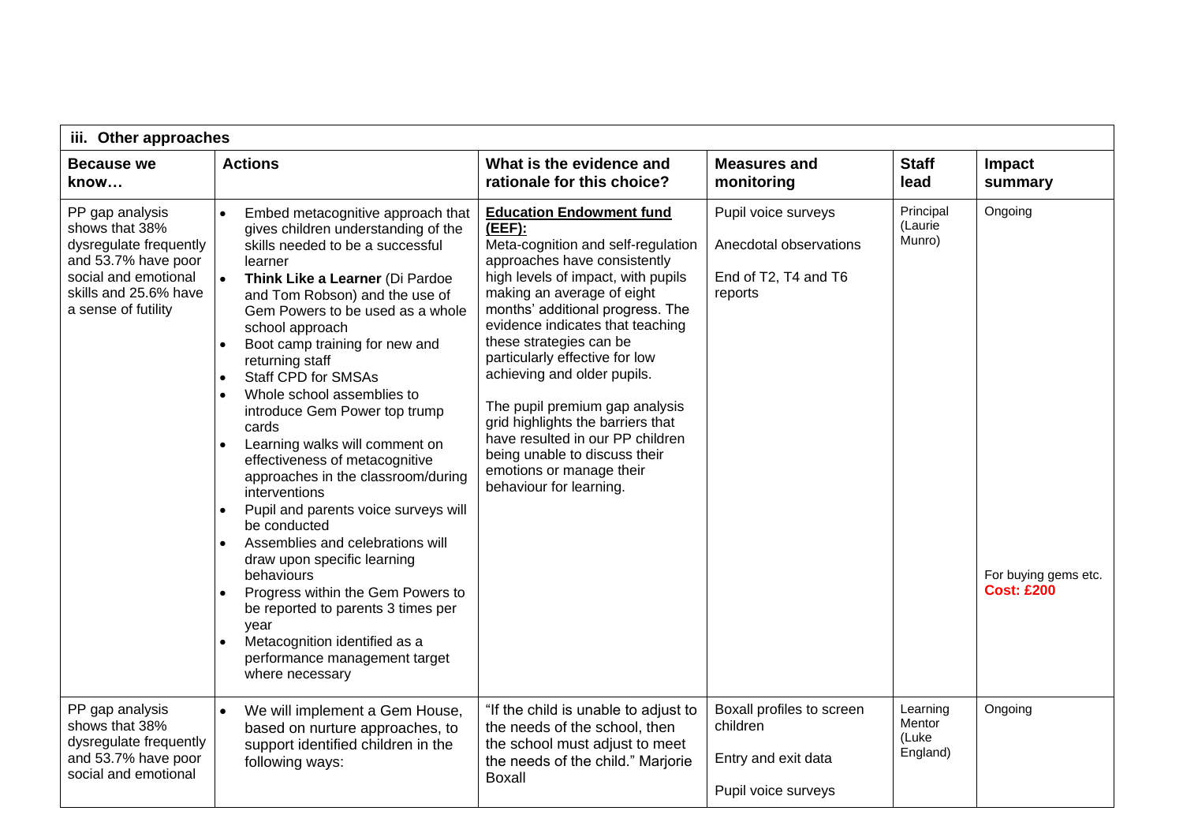| iii. Other approaches | | | | | |
|---|---|---|---|---|---|
| **Because we know…** | **Actions** | **What is the evidence and rationale for this choice?** | **Measures and monitoring** | **Staff lead** | **Impact summary** |
| PP gap analysis shows that 38% dysregulate frequently and 53.7% have poor social and emotional skills and 25.6% have a sense of futility | • Embed metacognitive approach that gives children understanding of the skills needed to be a successful learner<br>• **Think Like a Learner** (Di Pardoe and Tom Robson) and the use of Gem Powers to be used as a whole school approach<br>• Boot camp training for new and returning staff<br>• Staff CPD for SMSAs<br>• Whole school assemblies to introduce Gem Power top trump cards<br>• Learning walks will comment on effectiveness of metacognitive approaches in the classroom/during interventions<br>• Pupil and parents voice surveys will be conducted<br>• Assemblies and celebrations will draw upon specific learning behaviours<br>• Progress within the Gem Powers to be reported to parents 3 times per year<br>• Metacognition identified as a performance management target where necessary | **Education Endowment fund (EEF):**<br>Meta-cognition and self-regulation approaches have consistently high levels of impact, with pupils making an average of eight months' additional progress. The evidence indicates that teaching these strategies can be particularly effective for low achieving and older pupils.<br><br>The pupil premium gap analysis grid highlights the barriers that have resulted in our PP children being unable to discuss their emotions or manage their behaviour for learning. | Pupil voice surveys<br><br>Anecdotal observations<br><br>End of T2, T4 and T6 reports | Principal (Laurie Munro) | Ongoing<br><br>For buying gems etc. **Cost: £200** |
| PP gap analysis shows that 38% dysregulate frequently and 53.7% have poor social and emotional | • We will implement a Gem House, based on nurture approaches, to support identified children in the following ways: | "If the child is unable to adjust to the needs of the school, then the school must adjust to meet the needs of the child." Marjorie Boxall | Boxall profiles to screen children<br><br>Entry and exit data<br><br>Pupil voice surveys | Learning Mentor (Luke England) | Ongoing |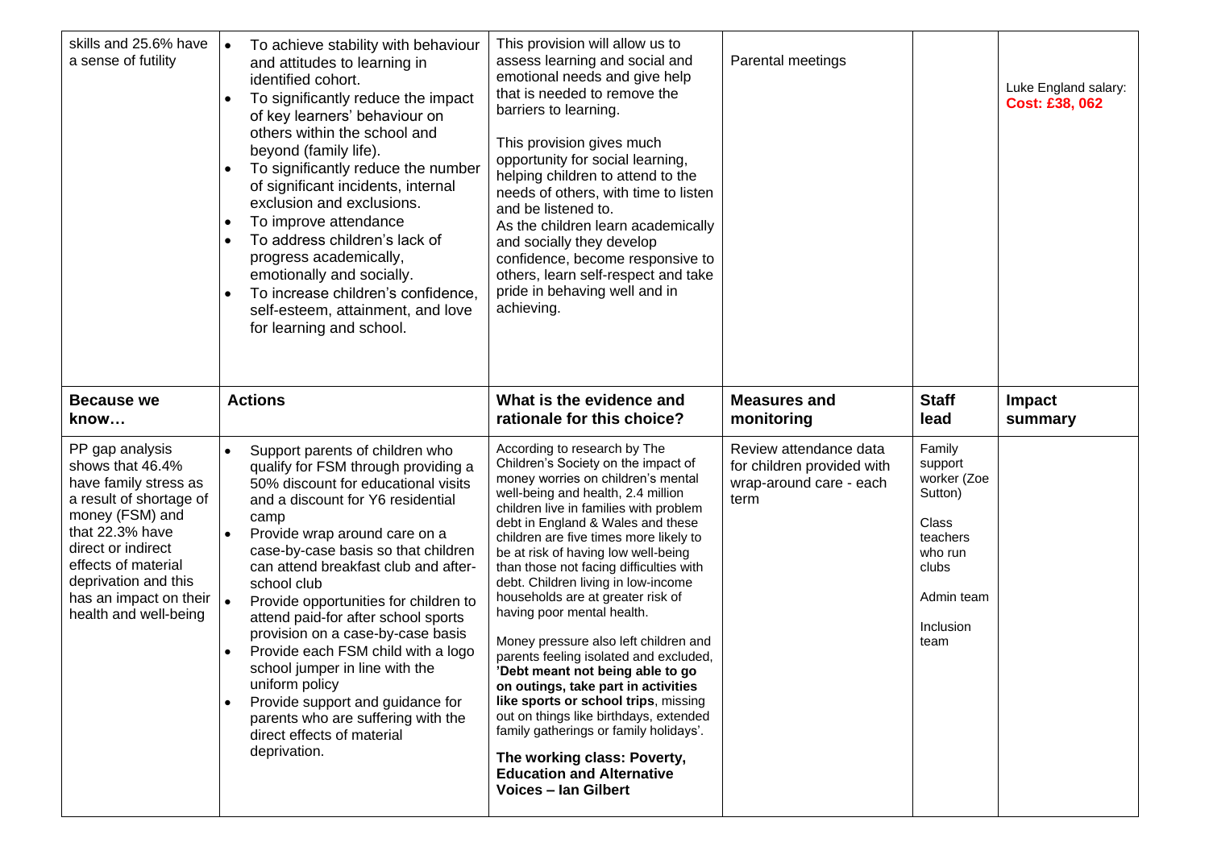| | | | | | |
|---|---|---|---|---|---|
| skills and 25.6% have a sense of futility | • To achieve stability with behaviour and attitudes to learning in identified cohort.<br>• To significantly reduce the impact of key learners' behaviour on others within the school and beyond (family life).<br>• To significantly reduce the number of significant incidents, internal exclusion and exclusions.<br>• To improve attendance<br>• To address children's lack of progress academically, emotionally and socially.<br>• To increase children's confidence, self-esteem, attainment, and love for learning and school. | This provision will allow us to assess learning and social and emotional needs and give help that is needed to remove the barriers to learning.<br><br>This provision gives much opportunity for social learning, helping children to attend to the needs of others, with time to listen and be listened to.<br>As the children learn academically and socially they develop confidence, become responsive to others, learn self-respect and take pride in behaving well and in achieving. | Parental meetings | | Luke England salary: **Cost: £38, 062** |
| **Because we know…** | **Actions** | **What is the evidence and rationale for this choice?** | **Measures and monitoring** | **Staff lead** | **Impact summary** |
| PP gap analysis shows that 46.4% have family stress as a result of shortage of money (FSM) and that 22.3% have direct or indirect effects of material deprivation and this has an impact on their health and well-being | • Support parents of children who qualify for FSM through providing a 50% discount for educational visits and a discount for Y6 residential camp<br>• Provide wrap around care on a case-by-case basis so that children can attend breakfast club and after-school club<br>• Provide opportunities for children to attend paid-for after school sports provision on a case-by-case basis<br>• Provide each FSM child with a logo school jumper in line with the uniform policy<br>• Provide support and guidance for parents who are suffering with the direct effects of material deprivation. | According to research by The Children's Society on the impact of money worries on children's mental well-being and health, 2.4 million children live in families with problem debt in England & Wales and these children are five times more likely to be at risk of having low well-being than those not facing difficulties with debt. Children living in low-income households are at greater risk of having poor mental health.<br><br>Money pressure also left children and parents feeling isolated and excluded, '**Debt meant not being able to go on outings, take part in activities like sports or school trips**, missing out on things like birthdays, extended family gatherings or family holidays'.<br><br>**The working class: Poverty, Education and Alternative Voices – Ian Gilbert** | Review attendance data for children provided with wrap-around care - each term | Family support worker (Zoe Sutton)<br><br>Class teachers who run clubs<br><br>Admin team<br><br>Inclusion team | |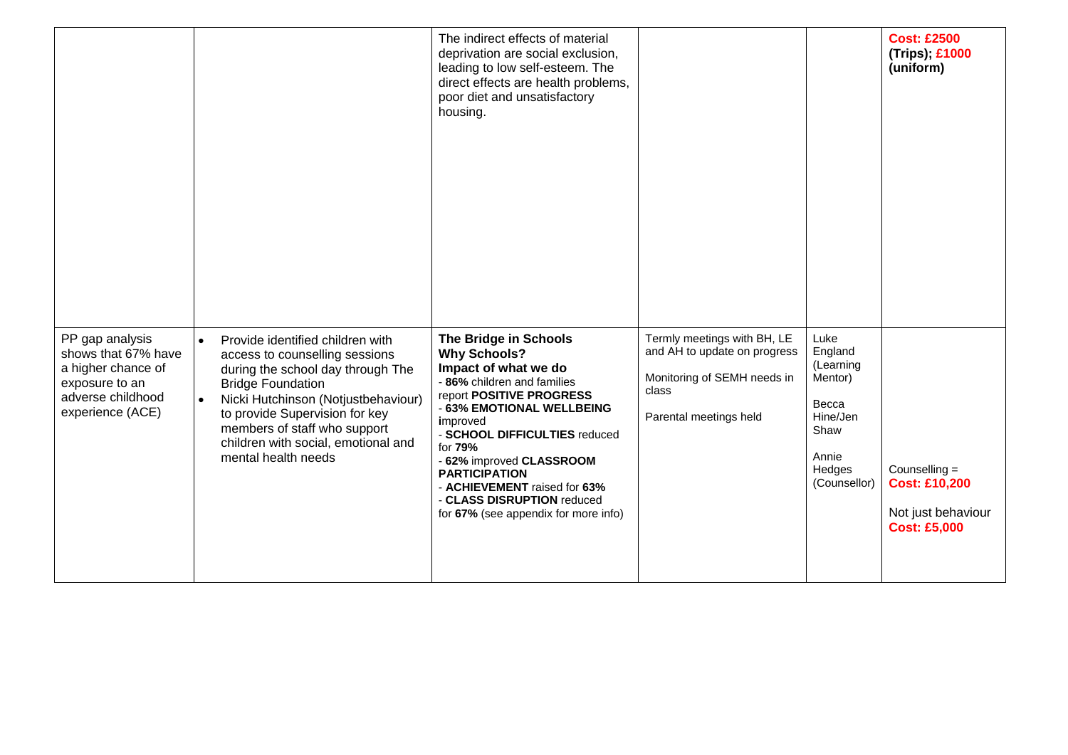| | | | | | |
|---|---|---|---|---|---|
| | | The indirect effects of material deprivation are social exclusion, leading to low self-esteem. The direct effects are health problems, poor diet and unsatisfactory housing. | | | **Cost: £2500 (Trips); £1000 (uniform)** |
| PP gap analysis shows that 67% have a higher chance of exposure to an adverse childhood experience (ACE) | • Provide identified children with access to counselling sessions during the school day through The Bridge Foundation<br>• Nicki Hutchinson (Notjustbehaviour) to provide Supervision for key members of staff who support children with social, emotional and mental health needs | **The Bridge in Schools**<br>**Why Schools?**<br>**Impact of what we do**<br>- **86%** children and families report **POSITIVE PROGRESS**<br>- **63% EMOTIONAL WELLBEING** **i**mproved<br>- **SCHOOL DIFFICULTIES** reduced for **79%**<br>- **62%** improved **CLASSROOM PARTICIPATION**<br>- **ACHIEVEMENT** raised for **63%**<br>- **CLASS DISRUPTION** reduced for **67%** (see appendix for more info) | Termly meetings with BH, LE and AH to update on progress<br><br>Monitoring of SEMH needs in class<br><br>Parental meetings held | Luke England (Learning Mentor)<br><br>Becca Hine/Jen Shaw<br><br>Annie Hedges (Counsellor) | Counselling = **Cost: £10,200**<br><br>Not just behaviour **Cost: £5,000** |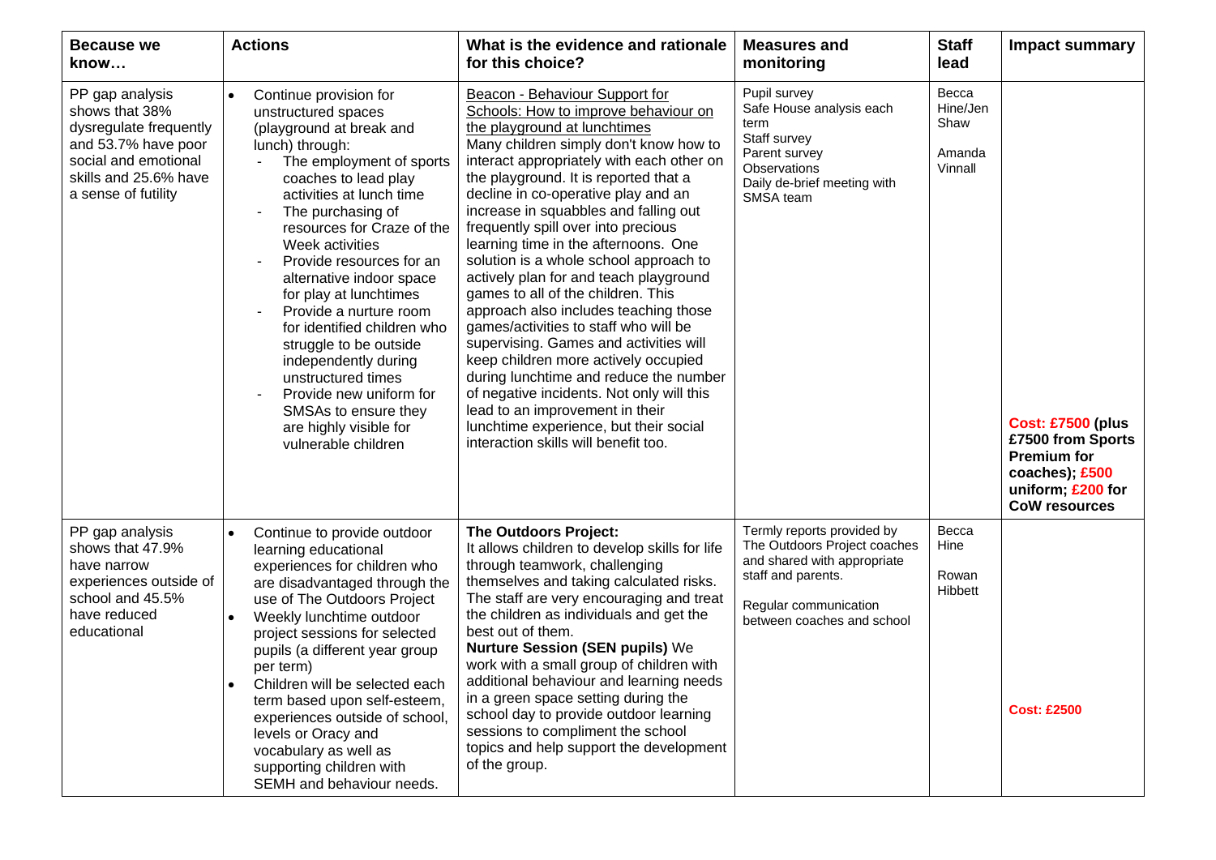| Because we know… | Actions | What is the evidence and rationale for this choice? | Measures and monitoring | Staff lead | Impact summary |
|---|---|---|---|---|---|
| PP gap analysis shows that 38% dysregulate frequently and 53.7% have poor social and emotional skills and 25.6% have a sense of futility | • Continue provision for unstructured spaces (playground at break and lunch) through:<br>- The employment of sports coaches to lead play activities at lunch time<br>- The purchasing of resources for Craze of the Week activities<br>- Provide resources for an alternative indoor space for play at lunchtimes<br>- Provide a nurture room for identified children who struggle to be outside independently during unstructured times<br>- Provide new uniform for SMSAs to ensure they are highly visible for vulnerable children | Beacon - Behaviour Support for Schools: How to improve behaviour on the playground at lunchtimes<br>Many children simply don't know how to interact appropriately with each other on the playground. It is reported that a decline in co-operative play and an increase in squabbles and falling out frequently spill over into precious learning time in the afternoons. One solution is a whole school approach to actively plan for and teach playground games to all of the children. This approach also includes teaching those games/activities to staff who will be supervising. Games and activities will keep children more actively occupied during lunchtime and reduce the number of negative incidents. Not only will this lead to an improvement in their lunchtime experience, but their social interaction skills will benefit too. | Pupil survey<br>Safe House analysis each term<br>Staff survey<br>Parent survey<br>Observations<br>Daily de-brief meeting with SMSA team | Becca Hine/Jen Shaw<br>Amanda Vinnall | **Cost: £7500 (plus £7500 from Sports Premium for coaches); £500 uniform; £200 for CoW resources** |
| PP gap analysis shows that 47.9% have narrow experiences outside of school and 45.5% have reduced educational | • Continue to provide outdoor learning educational experiences for children who are disadvantaged through the use of The Outdoors Project<br>• Weekly lunchtime outdoor project sessions for selected pupils (a different year group per term)<br>• Children will be selected each term based upon self-esteem, experiences outside of school, levels or Oracy and vocabulary as well as supporting children with SEMH and behaviour needs. | **The Outdoors Project:**<br>It allows children to develop skills for life through teamwork, challenging themselves and taking calculated risks. The staff are very encouraging and treat the children as individuals and get the best out of them.<br>**Nurture Session (SEN pupils)** We work with a small group of children with additional behaviour and learning needs in a green space setting during the school day to provide outdoor learning sessions to compliment the school topics and help support the development of the group. | Termly reports provided by The Outdoors Project coaches and shared with appropriate staff and parents.<br>Regular communication between coaches and school | Becca Hine<br>Rowan Hibbett | **Cost: £2500** |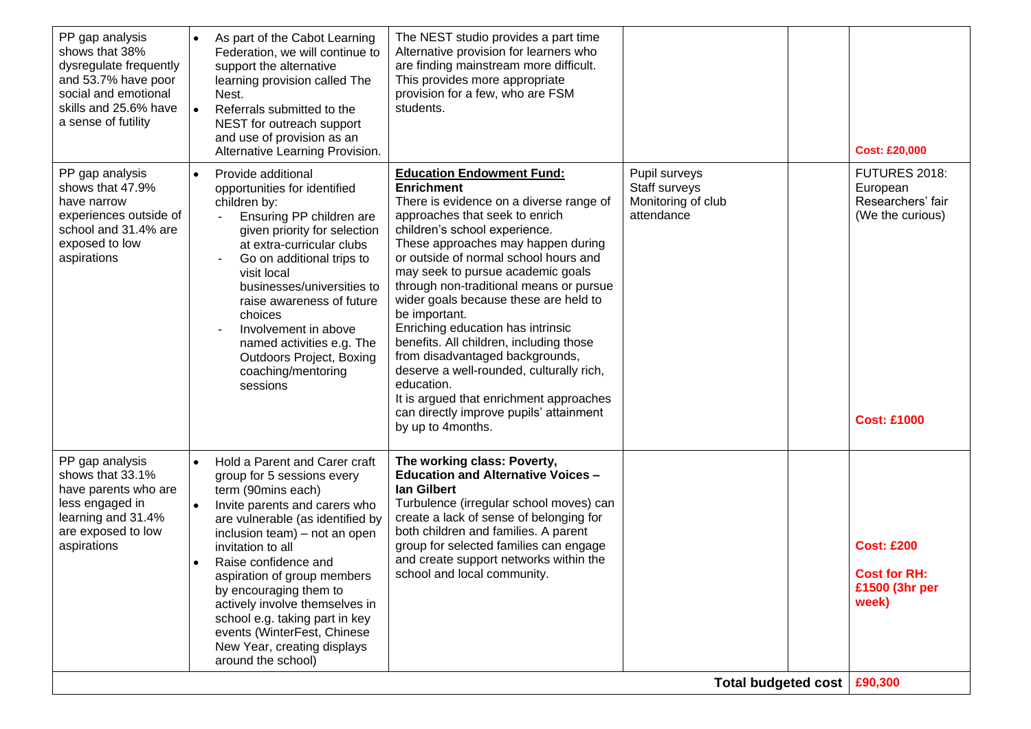| | | | | | |
|---|---|---|---|---|---|
| PP gap analysis shows that 38% dysregulate frequently and 53.7% have poor social and emotional skills and 25.6% have a sense of futility | • As part of the Cabot Learning Federation, we will continue to support the alternative learning provision called The Nest.<br>• Referrals submitted to the NEST for outreach support and use of provision as an Alternative Learning Provision. | The NEST studio provides a part time Alternative provision for learners who are finding mainstream more difficult. This provides more appropriate provision for a few, who are FSM students. | | | **Cost: £20,000** |
| PP gap analysis shows that 47.9% have narrow experiences outside of school and 31.4% are exposed to low aspirations | • Provide additional opportunities for identified children by:<br>- Ensuring PP children are given priority for selection at extra-curricular clubs<br>- Go on additional trips to visit local businesses/universities to raise awareness of future choices<br>- Involvement in above named activities e.g. The Outdoors Project, Boxing coaching/mentoring sessions | **Education Endowment Fund: Enrichment**<br>There is evidence on a diverse range of approaches that seek to enrich children's school experience.<br>These approaches may happen during or outside of normal school hours and may seek to pursue academic goals through non-traditional means or pursue wider goals because these are held to be important.<br>Enriching education has intrinsic benefits. All children, including those from disadvantaged backgrounds, deserve a well-rounded, culturally rich, education.<br>It is argued that enrichment approaches can directly improve pupils' attainment by up to 4months. | Pupil surveys<br>Staff surveys<br>Monitoring of club attendance | | FUTURES 2018: European Researchers' fair (We the curious)<br><br>**Cost: £1000** |
| PP gap analysis shows that 33.1% have parents who are less engaged in learning and 31.4% are exposed to low aspirations | • Hold a Parent and Carer craft group for 5 sessions every term (90mins each)<br>• Invite parents and carers who are vulnerable (as identified by inclusion team) – not an open invitation to all<br>• Raise confidence and aspiration of group members by encouraging them to actively involve themselves in school e.g. taking part in key events (WinterFest, Chinese New Year, creating displays around the school) | **The working class: Poverty, Education and Alternative Voices – Ian Gilbert**<br>Turbulence (irregular school moves) can create a lack of sense of belonging for both children and families. A parent group for selected families can engage and create support networks within the school and local community. | | | **Cost: £200**<br><br>**Cost for RH: £1500 (3hr per week)** |
| | | | | **Total budgeted cost** | **£90,300** |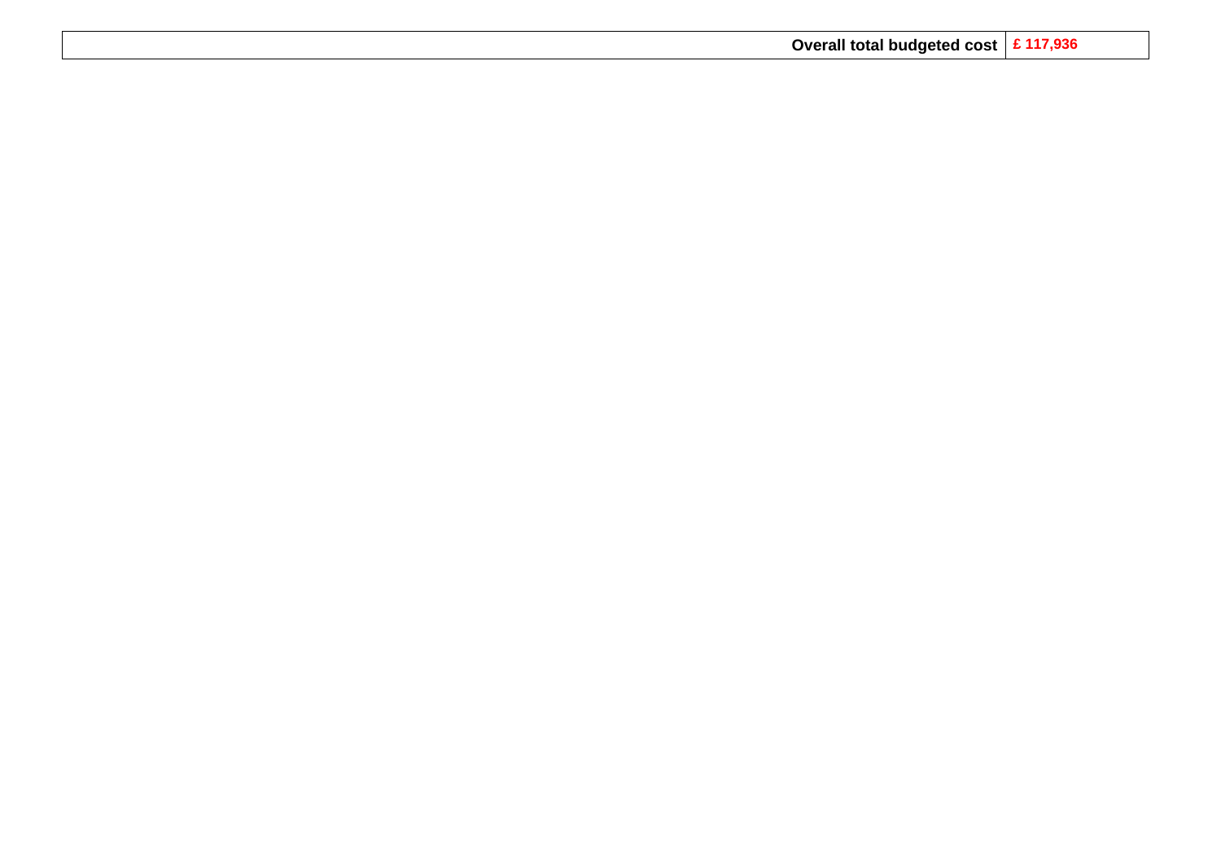| | | |
|---|---|---|
| | **Overall total budgeted cost** | **£ 117,936** |